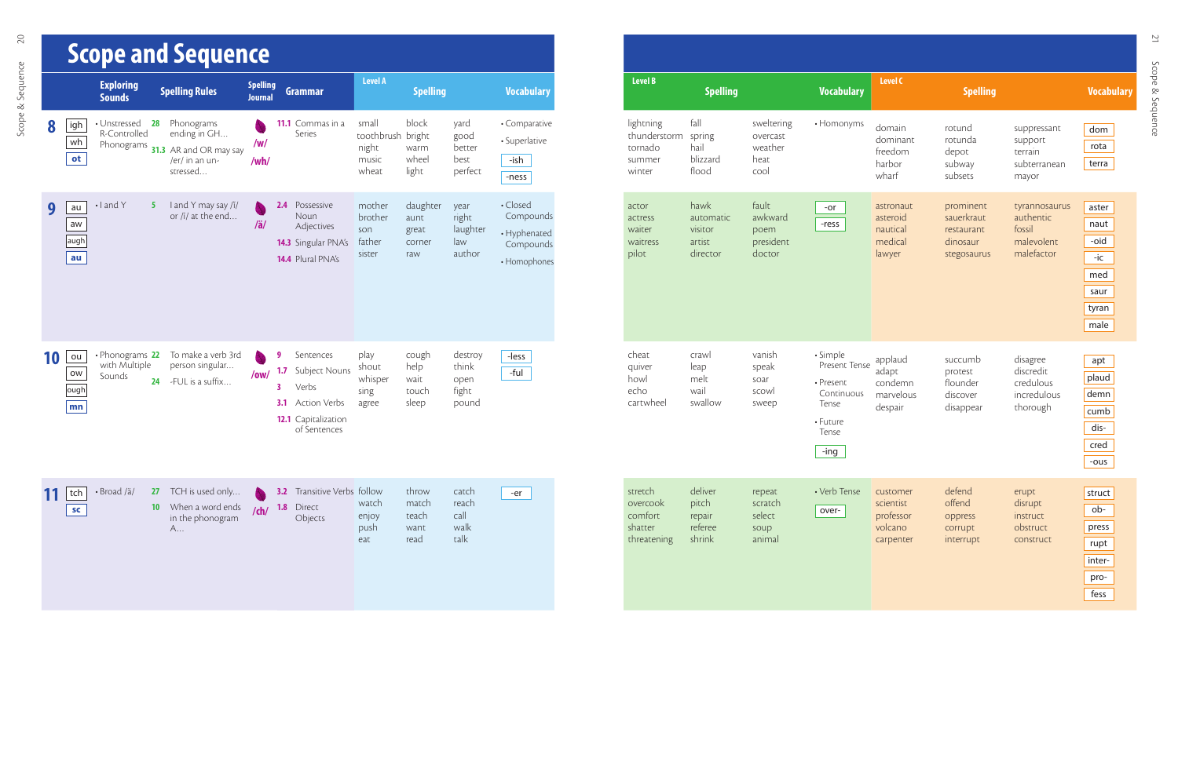# Scope and Sequence

| Lesson | Exploring Sounds | | Spelling Rules | | Spelling Journal | Grammar | | Level A Spelling | | | Level A Vocabulary |
|---|---|---|---|---|---|---|---|---|---|---|---|
| 8 | igh wh ot | • Unstressed R-Controlled Phonograms | 28 31.3 | Phonograms ending in GH... AR and OR may say /er/ in an un-stressed... | /w/ /wh/ | 11.1 | Commas in a Series | small toothbrush night music wheat | block bright warm wheel light | yard good better best perfect | • Comparative • Superlative -ish -ness |
| 9 | au aw augh au | • I and Y | 5 | I and Y may say /ĭ/ or /ī/ at the end... | /ä/ | 2.4 14.3 14.4 | Possessive Noun Adjectives Singular PNA's Plural PNA's | mother brother son father sister | daughter aunt great corner raw | year right laughter law author | • Closed Compounds • Hyphenated Compounds • Homophones |
| 10 | ou ow ough mn | • Phonograms with Multiple Sounds | 22 24 | To make a verb 3rd person singular... -FUL is a suffix... | /ow/ | 9 1.7 3 3.1 12.1 | Sentences Subject Nouns Verbs Action Verbs Capitalization of Sentences | play shout whisper sing agree | cough help wait touch sleep | destroy think open fight pound | -less -ful |
| 11 | tch sc | • Broad /ä/ | 27 10 | TCH is used only... When a word ends in the phonogram A... | /ch/ | 3.2 1.8 | Transitive Verbs Direct Objects | follow watch enjoy push eat | throw match teach want read | catch reach call walk talk | -er |

| Lesson | Level B Spelling | | | Level B Vocabulary | Level C Spelling | | | Level C Vocabulary |
|---|---|---|---|---|---|---|---|---|
| 8 | lightning thunderstorm tornado summer winter | fall spring hail blizzard flood | sweltering overcast weather heat cool | • Homonyms | domain dominant freedom harbor wharf | rotund rotunda depot subway subsets | suppressant support terrain subterranean mayor | dom rota terra |
| 9 | actor actress waiter waitress pilot | hawk automatic visitor artist director | fault awkward poem president doctor | -or -ress | astronaut asteroid nautical medical lawyer | prominent sauerkraut restaurant dinosaur stegosaurus | tyrannosaurus authentic fossil malevolent malefactor | aster naut -oid -ic med saur tyran male |
| 10 | cheat quiver howl echo cartwheel | crawl leap melt wail swallow | vanish speak soar scowl sweep | • Simple Present Tense • Present Continuous Tense • Future Tense -ing | applaud adapt condemn marvelous despair | succumb protest flounder discover disappear | disagree discredit credulous incredulous thorough | apt plaud demn cumb dis- cred -ous |
| 11 | stretch overcook comfort shatter threatening | deliver pitch repair referee shrink | repeat scratch select soup animal | • Verb Tense over- | customer scientist professor volcano carpenter | defend offend oppress corrupt interrupt | erupt disrupt instruct obstruct construct | struct ob- press rupt inter- pro- fess |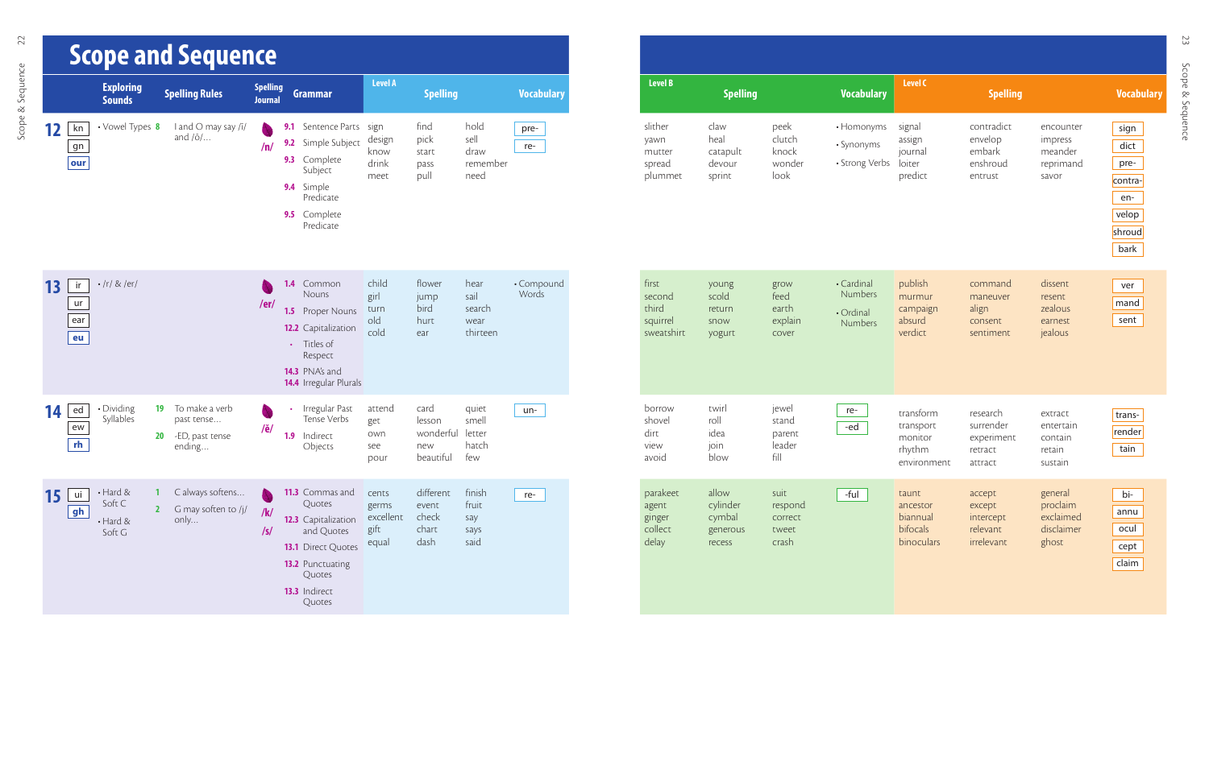# Scope and Sequence

| | Exploring Sounds | | Spelling Rules | Spelling Journal | Grammar | Level A Spelling | | | Level A Vocabulary | Level B Spelling | | | Level B Vocabulary | Level C Spelling | | | Level C Vocabulary |
|---|---|---|---|---|---|---|---|---|---|---|---|---|---|---|---|---|---|
| 12 | kn gn our | • Vowel Types | 8 I and O may say /ī/ and /ō/... | /n/ | 9.1 Sentence Parts; 9.2 Simple Subject; 9.3 Complete Subject; 9.4 Simple Predicate; 9.5 Complete Predicate | sign design know drink meet | find pick start pass pull | hold sell draw remember need | pre- re- | slither yawn mutter spread plummet | claw heal catapult devour sprint | peek clutch knock wonder look | • Homonyms • Synonyms • Strong Verbs | signal assign journal loiter predict | contradict envelop embark enshroud entrust | encounter impress meander reprimand savor | sign dict pre- contra- en- velop shroud bark |
| 13 | ir ur ear eu | • /r/ & /er/ | | /er/ | 1.4 Common Nouns; 1.5 Proper Nouns; 12.2 Capitalization; • Titles of Respect; 14.3 PNA's and 14.4 Irregular Plurals | child girl turn old cold | flower jump bird hurt ear | hear sail search wear thirteen | • Compound Words | first second third squirrel sweatshirt | young scold return snow yogurt | grow feed earth explain cover | • Cardinal Numbers • Ordinal Numbers | publish murmur campaign absurd verdict | command maneuver align consent sentiment | dissent resent zealous earnest jealous | ver mand sent |
| 14 | ed ew rh | • Dividing Syllables | 19 To make a verb past tense... 20 -ED, past tense ending... | /ĕ/ | • Irregular Past Tense Verbs; 1.9 Indirect Objects | attend get own see pour | card lesson wonderful new beautiful | quiet smell letter hatch few | un- | borrow shovel dirt view avoid | twirl roll idea join blow | jewel stand parent leader fill | re- -ed | transform transport monitor rhythm environment | research surrender experiment retract attract | extract entertain contain retain sustain | trans- render tain |
| 15 | ui gh | • Hard & Soft C • Hard & Soft G | 1 C always softens... 2 G may soften to /j/ only... | /k/ /s/ | 11.3 Commas and Quotes; 12.3 Capitalization and Quotes; 13.1 Direct Quotes; 13.2 Punctuating Quotes; 13.3 Indirect Quotes | cents germs excellent gift equal | different event check chart dash | finish fruit say says said | re- | parakeet agent ginger collect delay | allow cylinder cymbal generous recess | suit respond correct tweet crash | -ful | taunt ancestor biannual bifocals binoculars | accept except intercept relevant irrelevant | general proclaim exclaimed disclaimer ghost | bi- annu ocul cept claim |